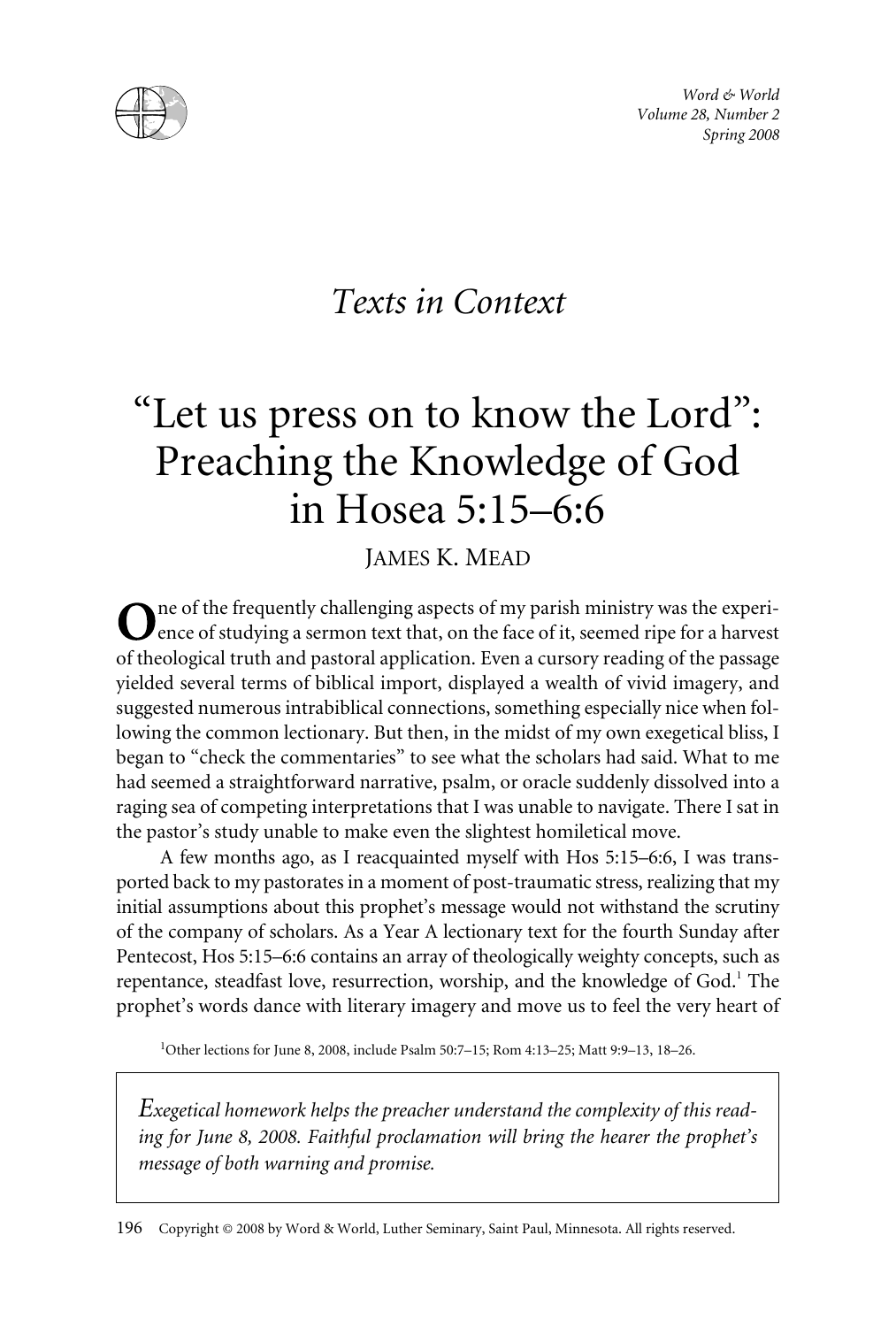*Texts in Context*

# "Let us press on to know the Lord": Preaching the Knowledge of God in Hosea 5:15–6:6

JAMES K. MEAD

One of the frequently challenging aspects of my parish ministry was the experience of studying a sermon text that, on the face of it, seemed ripe for a harvest of theological truth and pastoral application. Even a cursory reading of the passage yielded several terms of biblical import, displayed a wealth of vivid imagery, and suggested numerous intrabiblical connections, something especially nice when following the common lectionary. But then, in the midst of my own exegetical bliss, I began to "check the commentaries" to see what the scholars had said. What to me had seemed a straightforward narrative, psalm, or oracle suddenly dissolved into a raging sea of competing interpretations that I was unable to navigate. There I sat in the pastor's study unable to make even the slightest homiletical move.

A few months ago, as I reacquainted myself with Hos 5:15–6:6, I was transported back to my pastorates in a moment of post-traumatic stress, realizing that my initial assumptions about this prophet's message would not withstand the scrutiny of the company of scholars. As a Year A lectionary text for the fourth Sunday after Pentecost, Hos 5:15–6:6 contains an array of theologically weighty concepts, such as repentance, steadfast love, resurrection, worship, and the knowledge of God.[1] The prophet's words dance with literary imagery and move us to feel the very heart of

[1]Other lections for June 8, 2008, include Psalm 50:7–15; Rom 4:13–25; Matt 9:9–13, 18–26.

> *Exegetical homework helps the preacher understand the complexity of this reading for June 8, 2008. Faithful proclamation will bring the hearer the prophet's message of both warning and promise.*

Copyright © 2008 by Word & World, Luther Seminary, Saint Paul, Minnesota. All rights reserved.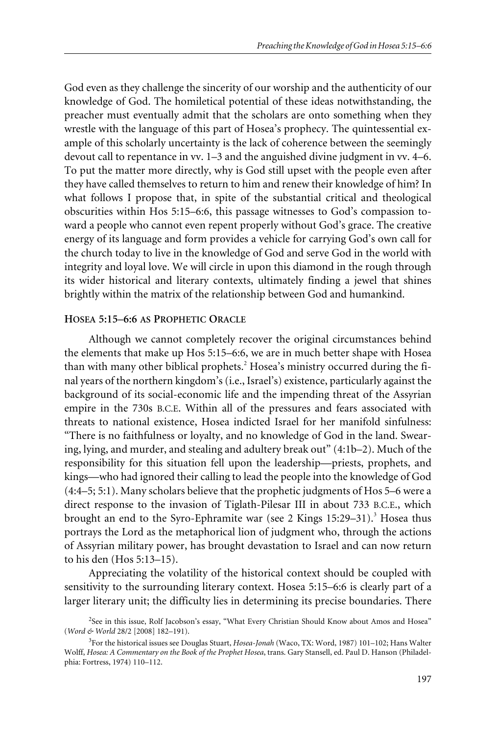God even as they challenge the sincerity of our worship and the authenticity of our knowledge of God. The homiletical potential of these ideas notwithstanding, the preacher must eventually admit that the scholars are onto something when they wrestle with the language of this part of Hosea's prophecy. The quintessential example of this scholarly uncertainty is the lack of coherence between the seemingly devout call to repentance in vv. 1–3 and the anguished divine judgment in vv. 4–6. To put the matter more directly, why is God still upset with the people even after they have called themselves to return to him and renew their knowledge of him? In what follows I propose that, in spite of the substantial critical and theological obscurities within Hos 5:15–6:6, this passage witnesses to God's compassion toward a people who cannot even repent properly without God's grace. The creative energy of its language and form provides a vehicle for carrying God's own call for the church today to live in the knowledge of God and serve God in the world with integrity and loyal love. We will circle in upon this diamond in the rough through its wider historical and literary contexts, ultimately finding a jewel that shines brightly within the matrix of the relationship between God and humankind.

## Hosea 5:15–6:6 as Prophetic Oracle

Although we cannot completely recover the original circumstances behind the elements that make up Hos 5:15–6:6, we are in much better shape with Hosea than with many other biblical prophets.[2] Hosea's ministry occurred during the final years of the northern kingdom's (i.e., Israel's) existence, particularly against the background of its social-economic life and the impending threat of the Assyrian empire in the 730s B.C.E. Within all of the pressures and fears associated with threats to national existence, Hosea indicted Israel for her manifold sinfulness: "There is no faithfulness or loyalty, and no knowledge of God in the land. Swearing, lying, and murder, and stealing and adultery break out" (4:1b–2). Much of the responsibility for this situation fell upon the leadership—priests, prophets, and kings—who had ignored their calling to lead the people into the knowledge of God (4:4–5; 5:1). Many scholars believe that the prophetic judgments of Hos 5–6 were a direct response to the invasion of Tiglath-Pilesar III in about 733 B.C.E., which brought an end to the Syro-Ephramite war (see 2 Kings 15:29–31).[3] Hosea thus portrays the Lord as the metaphorical lion of judgment who, through the actions of Assyrian military power, has brought devastation to Israel and can now return to his den (Hos 5:13–15).

Appreciating the volatility of the historical context should be coupled with sensitivity to the surrounding literary context. Hosea 5:15–6:6 is clearly part of a larger literary unit; the difficulty lies in determining its precise boundaries. There

[2] See in this issue, Rolf Jacobson's essay, "What Every Christian Should Know about Amos and Hosea" (*Word & World* 28/2 [2008] 182–191).

[3] For the historical issues see Douglas Stuart, *Hosea-Jonah* (Waco, TX: Word, 1987) 101–102; Hans Walter Wolff, *Hosea: A Commentary on the Book of the Prophet Hosea*, trans. Gary Stansell, ed. Paul D. Hanson (Philadelphia: Fortress, 1974) 110–112.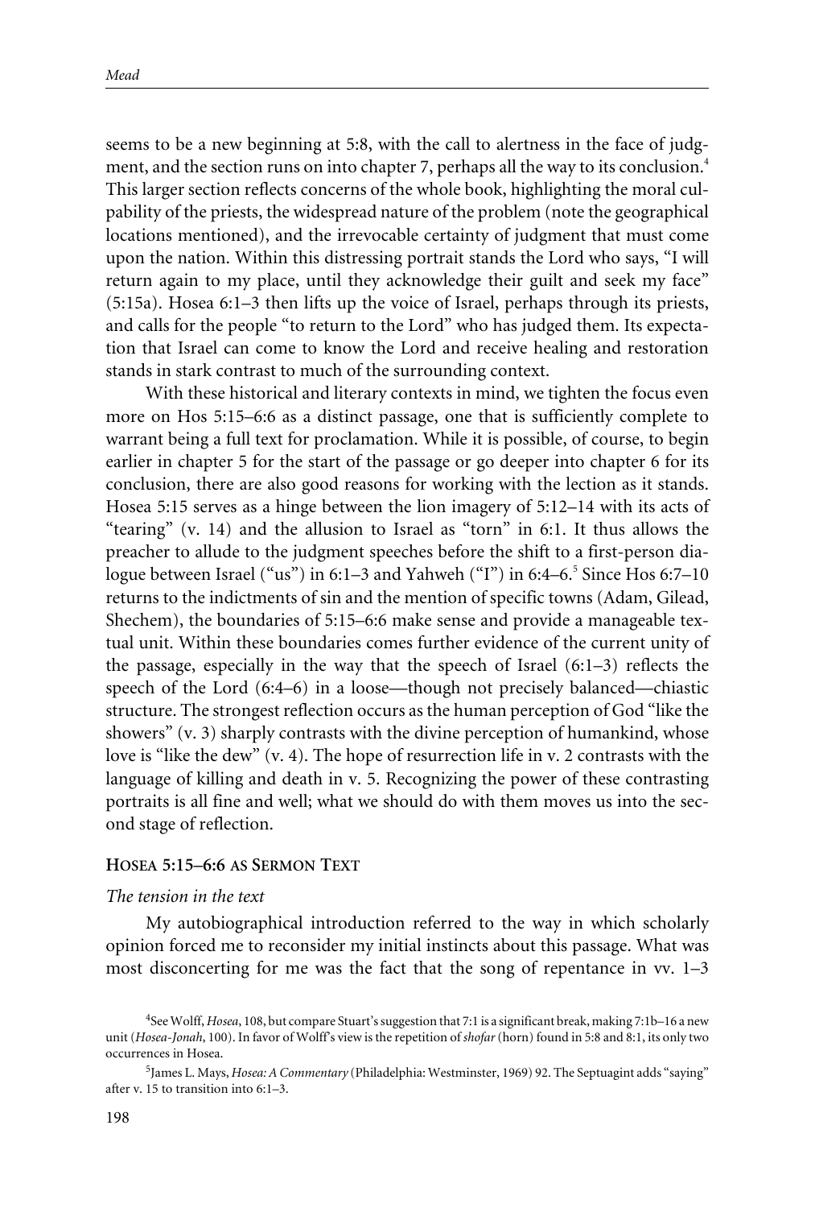seems to be a new beginning at 5:8, with the call to alertness in the face of judgment, and the section runs on into chapter 7, perhaps all the way to its conclusion.[4] This larger section reflects concerns of the whole book, highlighting the moral culpability of the priests, the widespread nature of the problem (note the geographical locations mentioned), and the irrevocable certainty of judgment that must come upon the nation. Within this distressing portrait stands the Lord who says, "I will return again to my place, until they acknowledge their guilt and seek my face" (5:15a). Hosea 6:1–3 then lifts up the voice of Israel, perhaps through its priests, and calls for the people "to return to the Lord" who has judged them. Its expectation that Israel can come to know the Lord and receive healing and restoration stands in stark contrast to much of the surrounding context.

With these historical and literary contexts in mind, we tighten the focus even more on Hos 5:15–6:6 as a distinct passage, one that is sufficiently complete to warrant being a full text for proclamation. While it is possible, of course, to begin earlier in chapter 5 for the start of the passage or go deeper into chapter 6 for its conclusion, there are also good reasons for working with the lection as it stands. Hosea 5:15 serves as a hinge between the lion imagery of 5:12–14 with its acts of "tearing" (v. 14) and the allusion to Israel as "torn" in 6:1. It thus allows the preacher to allude to the judgment speeches before the shift to a first-person dialogue between Israel ("us") in 6:1–3 and Yahweh ("I") in 6:4–6.[5] Since Hos 6:7–10 returns to the indictments of sin and the mention of specific towns (Adam, Gilead, Shechem), the boundaries of 5:15–6:6 make sense and provide a manageable textual unit. Within these boundaries comes further evidence of the current unity of the passage, especially in the way that the speech of Israel (6:1–3) reflects the speech of the Lord (6:4–6) in a loose—though not precisely balanced—chiastic structure. The strongest reflection occurs as the human perception of God "like the showers" (v. 3) sharply contrasts with the divine perception of humankind, whose love is "like the dew" (v. 4). The hope of resurrection life in v. 2 contrasts with the language of killing and death in v. 5. Recognizing the power of these contrasting portraits is all fine and well; what we should do with them moves us into the second stage of reflection.

## Hosea 5:15–6:6 as Sermon Text

### *The tension in the text*

My autobiographical introduction referred to the way in which scholarly opinion forced me to reconsider my initial instincts about this passage. What was most disconcerting for me was the fact that the song of repentance in vv. 1–3

---

[4] See Wolff, *Hosea*, 108, but compare Stuart's suggestion that 7:1 is a significant break, making 7:1b–16 a new unit (*Hosea-Jonah*, 100). In favor of Wolff's view is the repetition of *shofar* (horn) found in 5:8 and 8:1, its only two occurrences in Hosea.

[5] James L. Mays, *Hosea: A Commentary* (Philadelphia: Westminster, 1969) 92. The Septuagint adds "saying" after v. 15 to transition into 6:1–3.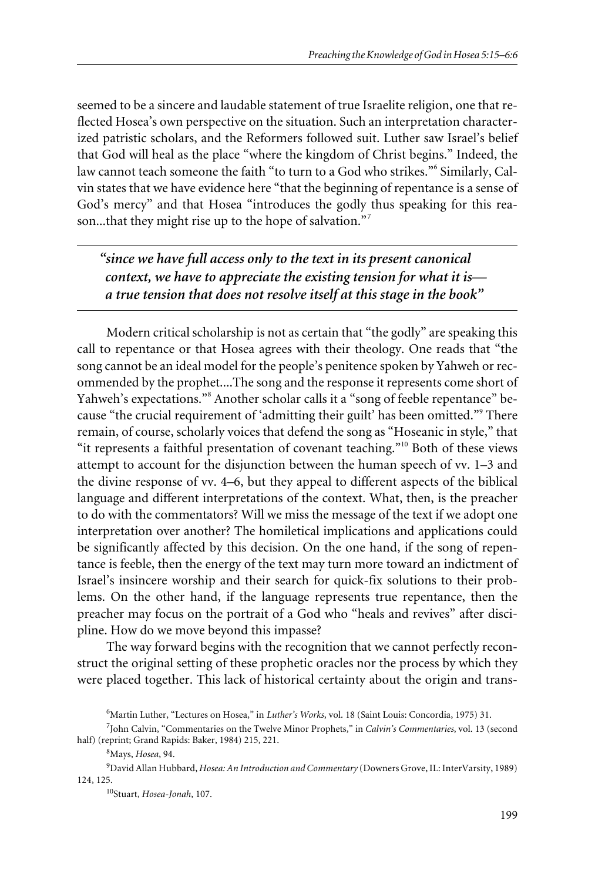seemed to be a sincere and laudable statement of true Israelite religion, one that reflected Hosea's own perspective on the situation. Such an interpretation characterized patristic scholars, and the Reformers followed suit. Luther saw Israel's belief that God will heal as the place "where the kingdom of Christ begins." Indeed, the law cannot teach someone the faith "to turn to a God who strikes."[6] Similarly, Calvin states that we have evidence here "that the beginning of repentance is a sense of God's mercy" and that Hosea "introduces the godly thus speaking for this reason...that they might rise up to the hope of salvation."[7]

> ***"since we have full access only to the text in its present canonical context, we have to appreciate the existing tension for what it is—a true tension that does not resolve itself at this stage in the book"***

Modern critical scholarship is not as certain that "the godly" are speaking this call to repentance or that Hosea agrees with their theology. One reads that "the song cannot be an ideal model for the people's penitence spoken by Yahweh or recommended by the prophet....The song and the response it represents come short of Yahweh's expectations."[8] Another scholar calls it a "song of feeble repentance" because "the crucial requirement of 'admitting their guilt' has been omitted."[9] There remain, of course, scholarly voices that defend the song as "Hoseanic in style," that "it represents a faithful presentation of covenant teaching."[10] Both of these views attempt to account for the disjunction between the human speech of vv. 1–3 and the divine response of vv. 4–6, but they appeal to different aspects of the biblical language and different interpretations of the context. What, then, is the preacher to do with the commentators? Will we miss the message of the text if we adopt one interpretation over another? The homiletical implications and applications could be significantly affected by this decision. On the one hand, if the song of repentance is feeble, then the energy of the text may turn more toward an indictment of Israel's insincere worship and their search for quick-fix solutions to their problems. On the other hand, if the language represents true repentance, then the preacher may focus on the portrait of a God who "heals and revives" after discipline. How do we move beyond this impasse?

The way forward begins with the recognition that we cannot perfectly reconstruct the original setting of these prophetic oracles nor the process by which they were placed together. This lack of historical certainty about the origin and trans-

[6] Martin Luther, "Lectures on Hosea," in *Luther's Works*, vol. 18 (Saint Louis: Concordia, 1975) 31.

[7] John Calvin, "Commentaries on the Twelve Minor Prophets," in *Calvin's Commentaries*, vol. 13 (second half) (reprint; Grand Rapids: Baker, 1984) 215, 221.

[8] Mays, *Hosea*, 94.

[9] David Allan Hubbard, *Hosea: An Introduction and Commentary* (Downers Grove, IL: InterVarsity, 1989) 124, 125.

[10] Stuart, *Hosea-Jonah*, 107.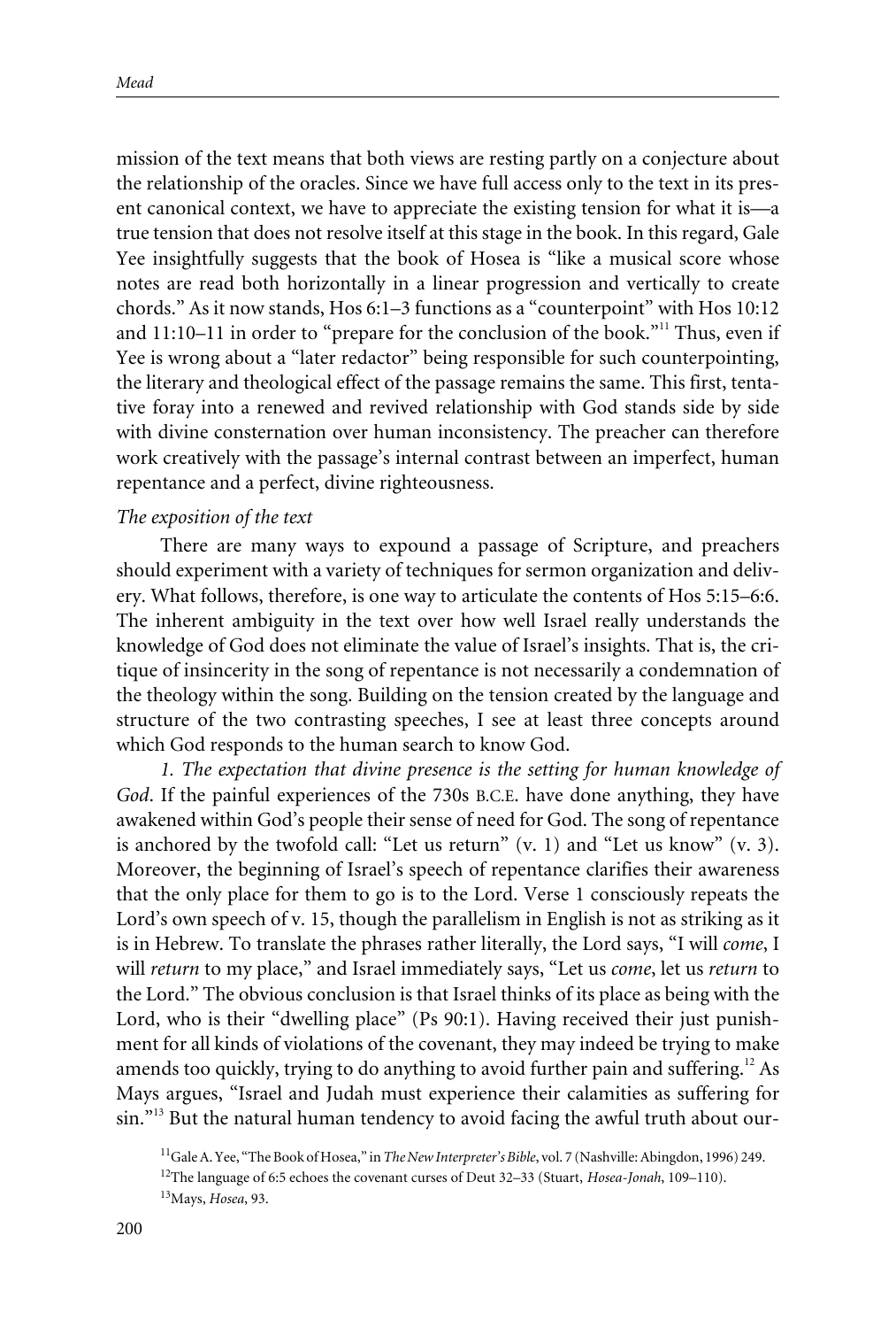mission of the text means that both views are resting partly on a conjecture about the relationship of the oracles. Since we have full access only to the text in its present canonical context, we have to appreciate the existing tension for what it is—a true tension that does not resolve itself at this stage in the book. In this regard, Gale Yee insightfully suggests that the book of Hosea is "like a musical score whose notes are read both horizontally in a linear progression and vertically to create chords." As it now stands, Hos 6:1–3 functions as a "counterpoint" with Hos 10:12 and 11:10–11 in order to "prepare for the conclusion of the book."[11] Thus, even if Yee is wrong about a "later redactor" being responsible for such counterpointing, the literary and theological effect of the passage remains the same. This first, tentative foray into a renewed and revived relationship with God stands side by side with divine consternation over human inconsistency. The preacher can therefore work creatively with the passage's internal contrast between an imperfect, human repentance and a perfect, divine righteousness.

*The exposition of the text*

There are many ways to expound a passage of Scripture, and preachers should experiment with a variety of techniques for sermon organization and delivery. What follows, therefore, is one way to articulate the contents of Hos 5:15–6:6. The inherent ambiguity in the text over how well Israel really understands the knowledge of God does not eliminate the value of Israel's insights. That is, the critique of insincerity in the song of repentance is not necessarily a condemnation of the theology within the song. Building on the tension created by the language and structure of the two contrasting speeches, I see at least three concepts around which God responds to the human search to know God.

*1. The expectation that divine presence is the setting for human knowledge of God*. If the painful experiences of the 730s B.C.E. have done anything, they have awakened within God's people their sense of need for God. The song of repentance is anchored by the twofold call: "Let us return" (v. 1) and "Let us know" (v. 3). Moreover, the beginning of Israel's speech of repentance clarifies their awareness that the only place for them to go is to the Lord. Verse 1 consciously repeats the Lord's own speech of v. 15, though the parallelism in English is not as striking as it is in Hebrew. To translate the phrases rather literally, the Lord says, "I will *come*, I will *return* to my place," and Israel immediately says, "Let us *come*, let us *return* to the Lord." The obvious conclusion is that Israel thinks of its place as being with the Lord, who is their "dwelling place" (Ps 90:1). Having received their just punishment for all kinds of violations of the covenant, they may indeed be trying to make amends too quickly, trying to do anything to avoid further pain and suffering.[12] As Mays argues, "Israel and Judah must experience their calamities as suffering for sin."[13] But the natural human tendency to avoid facing the awful truth about our-

[11] Gale A. Yee, "The Book of Hosea," in *The New Interpreter's Bible*, vol. 7 (Nashville: Abingdon, 1996) 249.

[12] The language of 6:5 echoes the covenant curses of Deut 32–33 (Stuart, *Hosea-Jonah*, 109–110).

[13] Mays, *Hosea*, 93.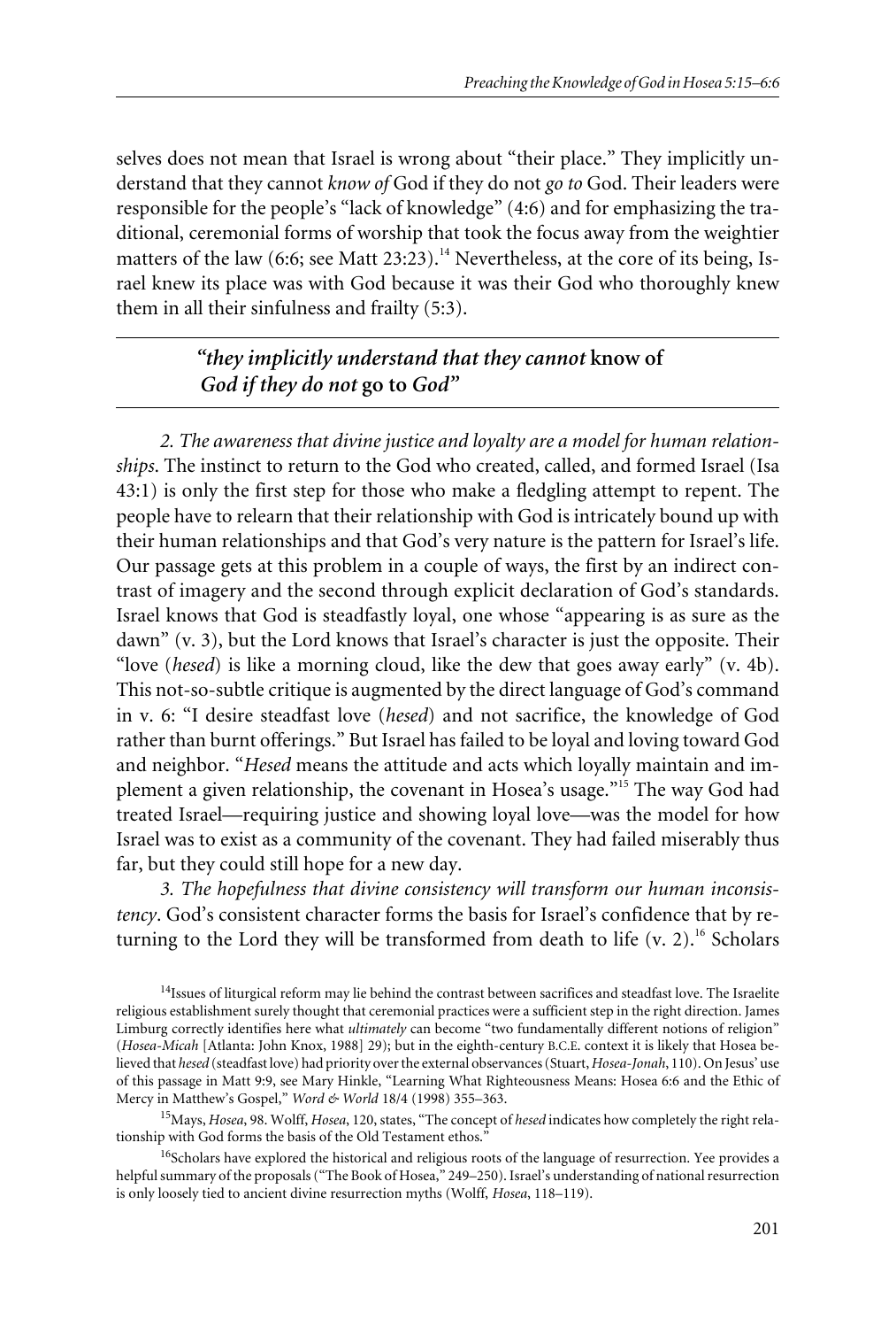selves does not mean that Israel is wrong about "their place." They implicitly understand that they cannot *know of* God if they do not *go to* God. Their leaders were responsible for the people's "lack of knowledge" (4:6) and for emphasizing the traditional, ceremonial forms of worship that took the focus away from the weightier matters of the law (6:6; see Matt 23:23).[14] Nevertheless, at the core of its being, Israel knew its place was with God because it was their God who thoroughly knew them in all their sinfulness and frailty (5:3).

---

> ***"they implicitly understand that they cannot* know of *God if they do not* go to *God"***

---

*2. The awareness that divine justice and loyalty are a model for human relationships*. The instinct to return to the God who created, called, and formed Israel (Isa 43:1) is only the first step for those who make a fledgling attempt to repent. The people have to relearn that their relationship with God is intricately bound up with their human relationships and that God's very nature is the pattern for Israel's life. Our passage gets at this problem in a couple of ways, the first by an indirect contrast of imagery and the second through explicit declaration of God's standards. Israel knows that God is steadfastly loyal, one whose "appearing is as sure as the dawn" (v. 3), but the Lord knows that Israel's character is just the opposite. Their "love (*hesed*) is like a morning cloud, like the dew that goes away early" (v. 4b). This not-so-subtle critique is augmented by the direct language of God's command in v. 6: "I desire steadfast love (*hesed*) and not sacrifice, the knowledge of God rather than burnt offerings." But Israel has failed to be loyal and loving toward God and neighbor. "*Hesed* means the attitude and acts which loyally maintain and implement a given relationship, the covenant in Hosea's usage."[15] The way God had treated Israel—requiring justice and showing loyal love—was the model for how Israel was to exist as a community of the covenant. They had failed miserably thus far, but they could still hope for a new day.

*3. The hopefulness that divine consistency will transform our human inconsistency*. God's consistent character forms the basis for Israel's confidence that by returning to the Lord they will be transformed from death to life (v. 2).[16] Scholars

---

[14]Issues of liturgical reform may lie behind the contrast between sacrifices and steadfast love. The Israelite religious establishment surely thought that ceremonial practices were a sufficient step in the right direction. James Limburg correctly identifies here what *ultimately* can become "two fundamentally different notions of religion" (*Hosea-Micah* [Atlanta: John Knox, 1988] 29); but in the eighth-century B.C.E. context it is likely that Hosea believed that *hesed* (steadfast love) had priority over the external observances (Stuart, *Hosea-Jonah*, 110). On Jesus' use of this passage in Matt 9:9, see Mary Hinkle, "Learning What Righteousness Means: Hosea 6:6 and the Ethic of Mercy in Matthew's Gospel," *Word & World* 18/4 (1998) 355–363.

[15]Mays, *Hosea*, 98. Wolff, *Hosea*, 120, states, "The concept of *hesed* indicates how completely the right relationship with God forms the basis of the Old Testament ethos."

[16]Scholars have explored the historical and religious roots of the language of resurrection. Yee provides a helpful summary of the proposals ("The Book of Hosea," 249–250). Israel's understanding of national resurrection is only loosely tied to ancient divine resurrection myths (Wolff, *Hosea*, 118–119).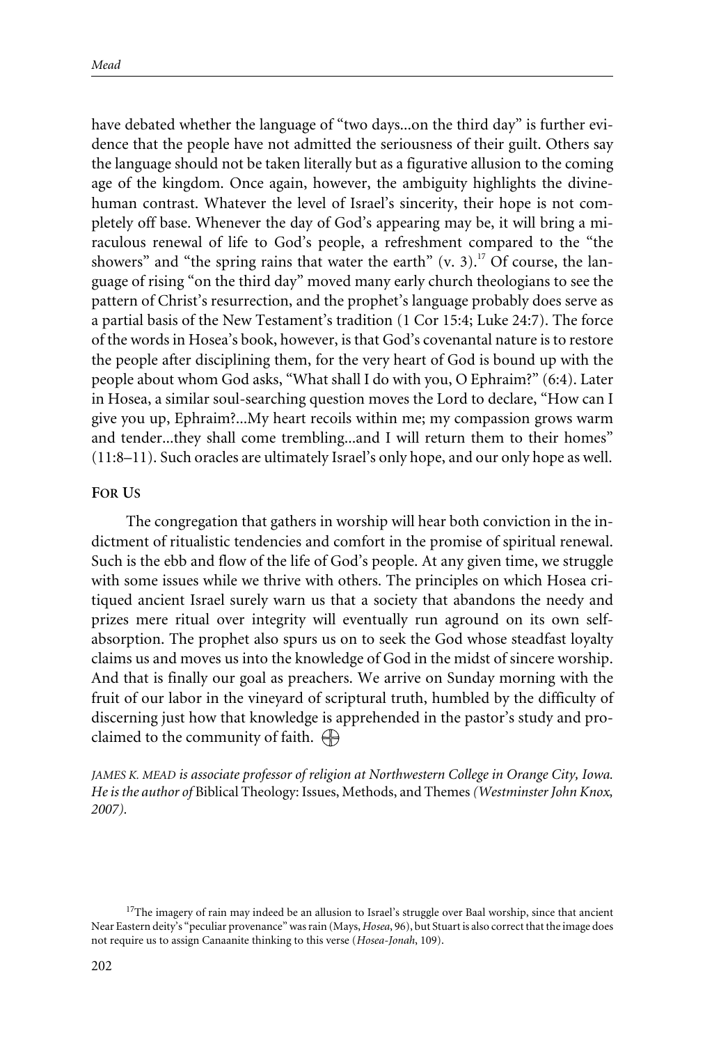have debated whether the language of "two days...on the third day" is further evidence that the people have not admitted the seriousness of their guilt. Others say the language should not be taken literally but as a figurative allusion to the coming age of the kingdom. Once again, however, the ambiguity highlights the divine-human contrast. Whatever the level of Israel's sincerity, their hope is not completely off base. Whenever the day of God's appearing may be, it will bring a miraculous renewal of life to God's people, a refreshment compared to the "the showers" and "the spring rains that water the earth" (v. 3).[17] Of course, the language of rising "on the third day" moved many early church theologians to see the pattern of Christ's resurrection, and the prophet's language probably does serve as a partial basis of the New Testament's tradition (1 Cor 15:4; Luke 24:7). The force of the words in Hosea's book, however, is that God's covenantal nature is to restore the people after disciplining them, for the very heart of God is bound up with the people about whom God asks, "What shall I do with you, O Ephraim?" (6:4). Later in Hosea, a similar soul-searching question moves the Lord to declare, "How can I give you up, Ephraim?...My heart recoils within me; my compassion grows warm and tender...they shall come trembling...and I will return them to their homes" (11:8–11). Such oracles are ultimately Israel's only hope, and our only hope as well.

## FOR US

The congregation that gathers in worship will hear both conviction in the indictment of ritualistic tendencies and comfort in the promise of spiritual renewal. Such is the ebb and flow of the life of God's people. At any given time, we struggle with some issues while we thrive with others. The principles on which Hosea critiqued ancient Israel surely warn us that a society that abandons the needy and prizes mere ritual over integrity will eventually run aground on its own self-absorption. The prophet also spurs us on to seek the God whose steadfast loyalty claims us and moves us into the knowledge of God in the midst of sincere worship. And that is finally our goal as preachers. We arrive on Sunday morning with the fruit of our labor in the vineyard of scriptural truth, humbled by the difficulty of discerning just how that knowledge is apprehended in the pastor's study and proclaimed to the community of faith.

*JAMES K. MEAD is associate professor of religion at Northwestern College in Orange City, Iowa. He is the author of* Biblical Theology: Issues, Methods, and Themes *(Westminster John Knox, 2007).*

---

[17]The imagery of rain may indeed be an allusion to Israel's struggle over Baal worship, since that ancient Near Eastern deity's "peculiar provenance" was rain (Mays, *Hosea*, 96), but Stuart is also correct that the image does not require us to assign Canaanite thinking to this verse (*Hosea-Jonah*, 109).